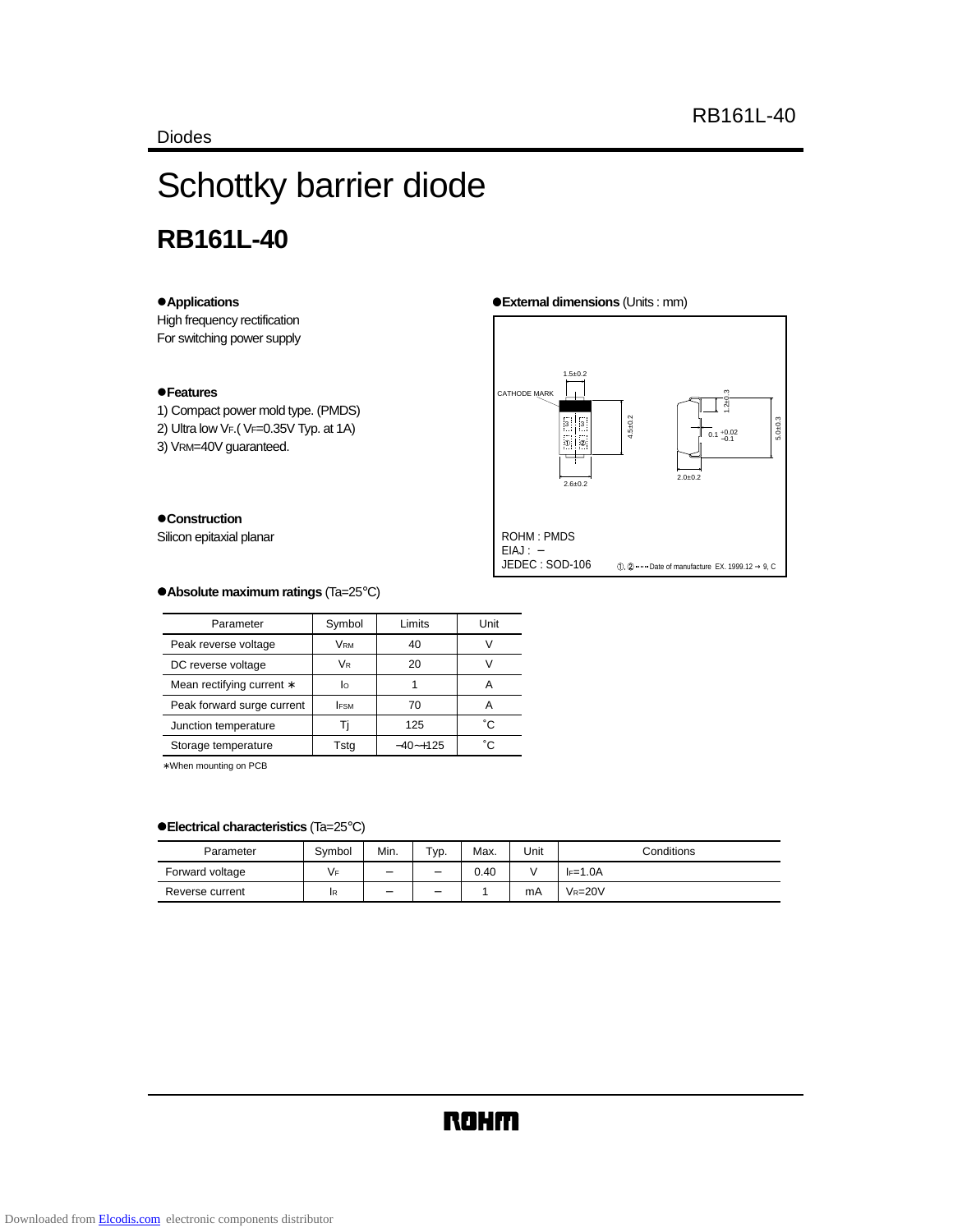Diodes

# Schottky barrier diode

## RB161L-40

### ●Applications

High frequency rectification
For switching power supply

### ●Features

1) Compact power mold type. (PMDS)
2) Ultra low $V_F$.( $V_F$=0.35V Typ. at 1A)
3) $V_{RM}$=40V guaranteed.

### ●Construction

Silicon epitaxial planar

### ●External dimensions (Units : mm)

CATHODE MARK

1.5±0.2
4.5±0.2
2.6±0.2
1.2±0.3
0.1 $^{+0.02}_{-0.1}$
5.0±0.3
2.0±0.2

ROHM : PMDS
EIAJ : −
JEDEC : SOD-106

①, ② ······ Date of manufacture EX. 1999.12 → 9, C

### ●Absolute maximum ratings (Ta=25°C)

| Parameter | Symbol | Limits | Unit |
|---|---|---|---|
| Peak reverse voltage | $V_{RM}$ | 40 | V |
| DC reverse voltage | $V_R$ | 20 | V |
| Mean rectifying current ∗ | $I_O$ | 1 | A |
| Peak forward surge current | $I_{FSM}$ | 70 | A |
| Junction temperature | Tj | 125 | °C |
| Storage temperature | Tstg | −40~+125 | °C |

∗When mounting on PCB

### ●Electrical characteristics (Ta=25°C)

| Parameter | Symbol | Min. | Typ. | Max. | Unit | Conditions |
|---|---|---|---|---|---|---|
| Forward voltage | $V_F$ | − | − | 0.40 | V | $I_F$=1.0A |
| Reverse current | $I_R$ | − | − | 1 | mA | $V_R$=20V |

ROHM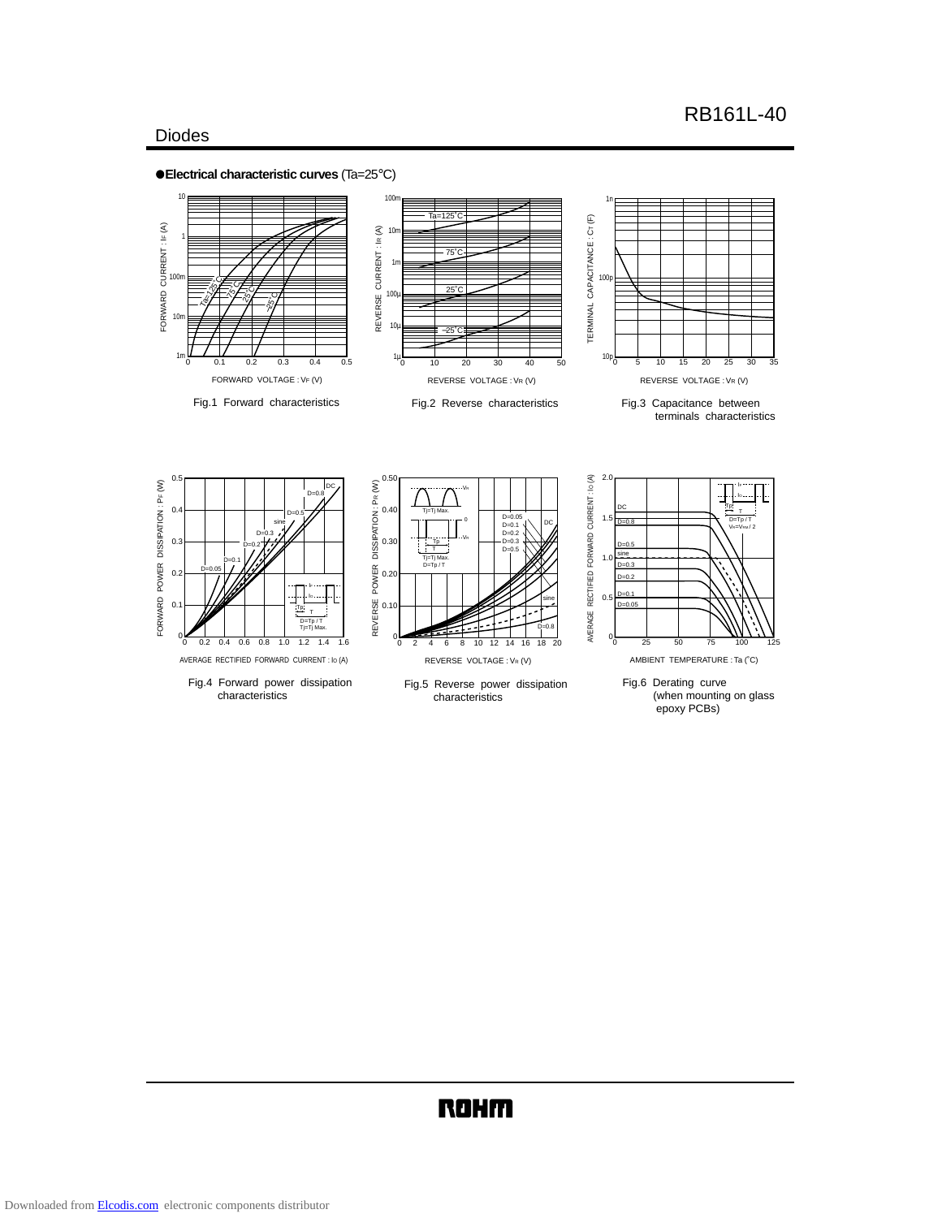●**Electrical characteristic curves** (Ta=25°C)

10
1
100m
10m
1m
0 0.1 0.2 0.3 0.4 0.5
FORWARD CURRENT : IF (A)
FORWARD VOLTAGE : VF (V)
Ta=125°C
75°C
25°C
-25°C

Fig.1 Forward characteristics

100m
10m
1m
100μ
10μ
1μ
0 10 20 30 40 50
REVERSE CURRENT : IR (A)
REVERSE VOLTAGE : VR (V)
Ta=125°C
75°C
25°C
-25°C

Fig.2 Reverse characteristics

1n
100p
10p
0 5 10 15 20 25 30 35
TERMINAL CAPACITANCE : CT (F)
REVERSE VOLTAGE : VR (V)

Fig.3 Capacitance between terminals characteristics

0.5
0.4
0.3
0.2
0.1
0
0 0.2 0.4 0.6 0.8 1.0 1.2 1.4 1.6
FORWARD POWER DISSIPATION : PF (W)
AVERAGE RECTIFIED FORWARD CURRENT : IO (A)
DC
D=0.8
D=0.5
sine
D=0.3
D=0.2
D=0.1
D=0.05
IP
IO
Tp
T
D=Tp / T
Tj=Tj Max.

Fig.4 Forward power dissipation characteristics

0.50
0.40
0.30
0.20
0.10
0
0 2 4 6 8 10 12 14 16 18 20
REVERSE POWER DISSIPATION : PR (W)
REVERSE VOLTAGE : VR (V)
VR
Tj=Tj Max.
0
VR
Tp
T
Tj=Tj Max.
D=Tp / T
D=0.05
D=0.1
D=0.2
D=0.3
D=0.5
DC
sine
D=0.8

Fig.5 Reverse power dissipation characteristics

2.0
1.5
1.0
0.5
0
0 25 50 75 100 125
AVERAGE RECTIFIED FORWARD CURRENT : IO (A)
AMBIENT TEMPERATURE : Ta (°C)
DC
D=0.8
D=0.5
sine
D=0.3
D=0.2
D=0.1
D=0.05
IP
IO
Tp
T
D=Tp / T
VR=VRM / 2

Fig.6 Derating curve (when mounting on glass epoxy PCBs)